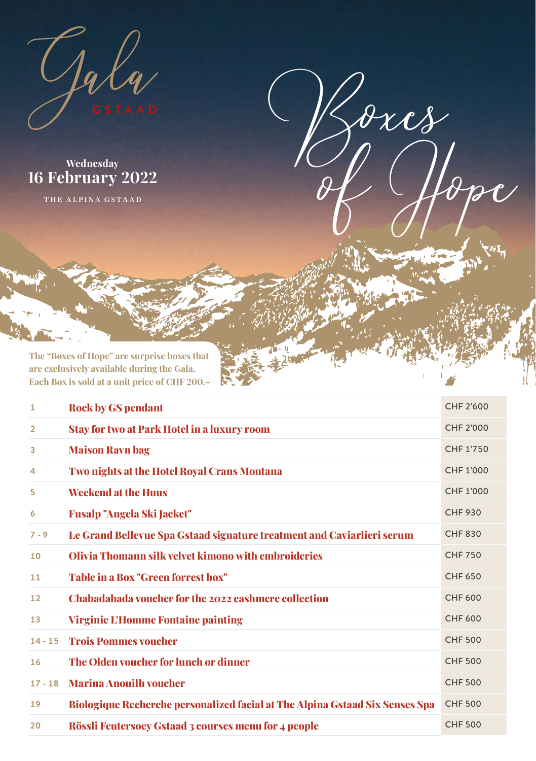# Gala

GSTAAD

**Wednesday**
**16 February 2022**

THE ALPINA GSTAAD

# Boxes of Hope

**The "Boxes of Hope" are surprise boxes that are exclusively available during the Gala. Each Box is sold at a unit price of CHF 200.–**

| | | |
|---|---|---|
| 1 | **Rock by GS pendant** | CHF 2'600 |
| 2 | **Stay for two at Park Hotel in a luxury room** | CHF 2'000 |
| 3 | **Maison Ravn bag** | CHF 1'750 |
| 4 | **Two nights at the Hotel Royal Crans Montana** | CHF 1'000 |
| 5 | **Weekend at the Huus** | CHF 1'000 |
| 6 | **Fusalp "Angela Ski Jacket"** | CHF 930 |
| 7 - 9 | **Le Grand Bellevue Spa Gstaad signature treatment and Caviarlieri serum** | CHF 830 |
| 10 | **Olivia Thomann silk velvet kimono with embroideries** | CHF 750 |
| 11 | **Table in a Box "Green forrest box"** | CHF 650 |
| 12 | **Chabadabada voucher for the 2022 cashmere collection** | CHF 600 |
| 13 | **Virginie L'Homme Fontaine painting** | CHF 600 |
| 14 - 15 | **Trois Pommes voucher** | CHF 500 |
| 16 | **The Olden voucher for lunch or dinner** | CHF 500 |
| 17 - 18 | **Marina Anouilh voucher** | CHF 500 |
| 19 | **Biologique Recherche personalized facial at The Alpina Gstaad Six Senses Spa** | CHF 500 |
| 20 | **Rössli Feutersoey Gstaad 3 courses menu for 4 people** | CHF 500 |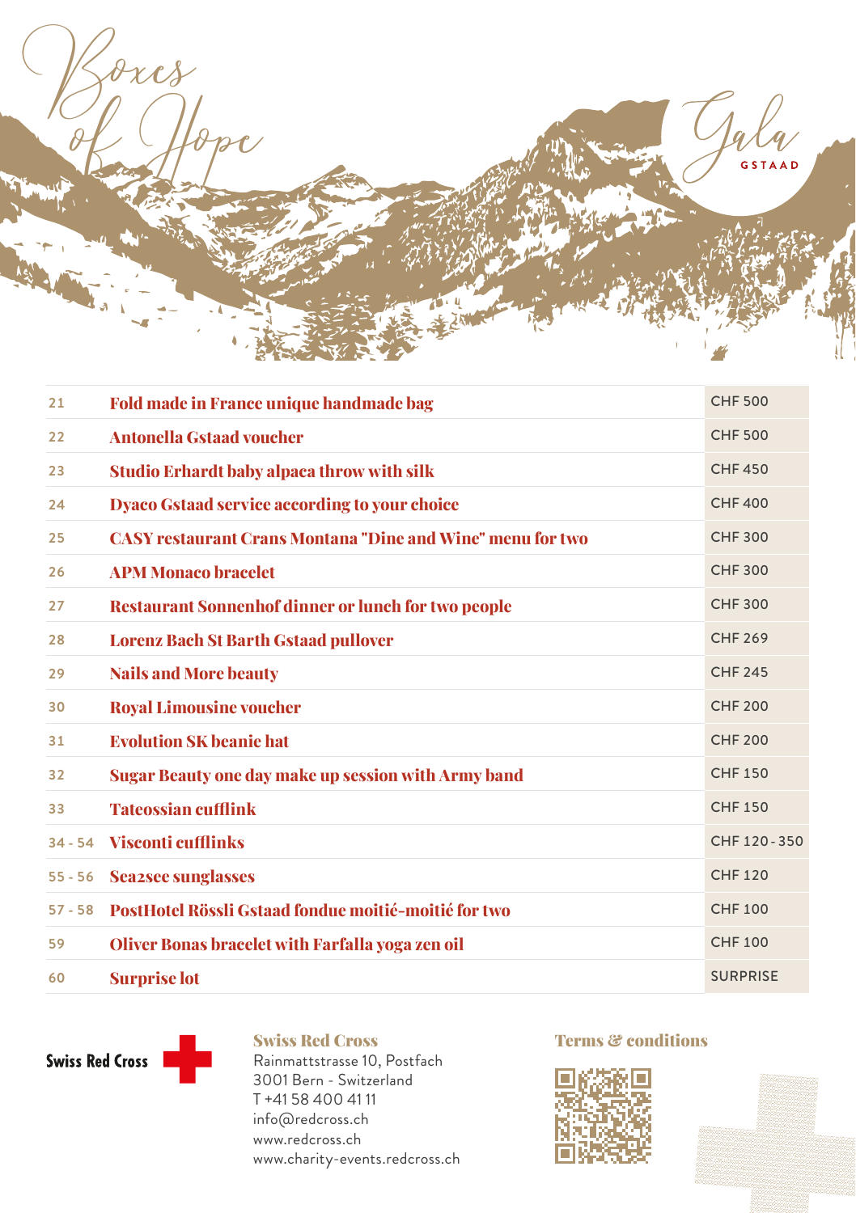# Boxes of Hope

Gala GSTAAD

| | | |
|---|---|---|
| 21 | **Fold made in France unique handmade bag** | CHF 500 |
| 22 | **Antonella Gstaad voucher** | CHF 500 |
| 23 | **Studio Erhardt baby alpaca throw with silk** | CHF 450 |
| 24 | **Dyaco Gstaad service according to your choice** | CHF 400 |
| 25 | **CASY restaurant Crans Montana "Dine and Wine" menu for two** | CHF 300 |
| 26 | **APM Monaco bracelet** | CHF 300 |
| 27 | **Restaurant Sonnenhof dinner or lunch for two people** | CHF 300 |
| 28 | **Lorenz Bach St Barth Gstaad pullover** | CHF 269 |
| 29 | **Nails and More beauty** | CHF 245 |
| 30 | **Royal Limousine voucher** | CHF 200 |
| 31 | **Evolution SK beanie hat** | CHF 200 |
| 32 | **Sugar Beauty one day make up session with Army band** | CHF 150 |
| 33 | **Tateossian cufflink** | CHF 150 |
| 34 - 54 | **Visconti cufflinks** | CHF 120 - 350 |
| 55 - 56 | **Sea2see sunglasses** | CHF 120 |
| 57 - 58 | **PostHotel Rössli Gstaad fondue moitié-moitié for two** | CHF 100 |
| 59 | **Oliver Bonas bracelet with Farfalla yoga zen oil** | CHF 100 |
| 60 | **Surprise lot** | SURPRISE |

Swiss Red Cross

**Swiss Red Cross**
Rainmattstrasse 10, Postfach
3001 Bern - Switzerland
T +41 58 400 41 11
info@redcross.ch
www.redcross.ch
www.charity-events.redcross.ch

**Terms & conditions**